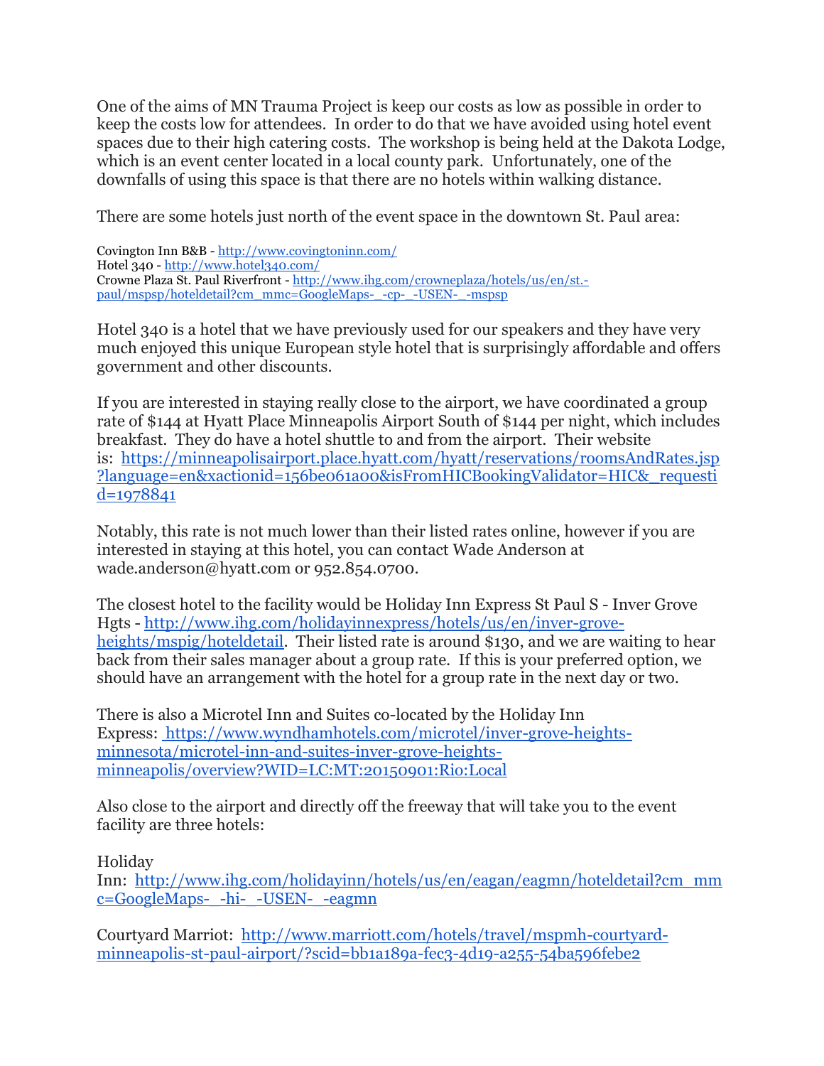One of the aims of MN Trauma Project is keep our costs as low as possible in order to keep the costs low for attendees. In order to do that we have avoided using hotel event spaces due to their high catering costs. The workshop is being held at the Dakota Lodge, which is an event center located in a local county park. Unfortunately, one of the downfalls of using this space is that there are no hotels within walking distance.

There are some hotels just north of the event space in the downtown St. Paul area:

Covington Inn B&B - http://www.covingtoninn.com/
Hotel 340 - http://www.hotel340.com/
Crowne Plaza St. Paul Riverfront - http://www.ihg.com/crowneplaza/hotels/us/en/st.-paul/mspsp/hoteldetail?cm_mmc=GoogleMaps-_-cp-_-USEN-_-mspsp

Hotel 340 is a hotel that we have previously used for our speakers and they have very much enjoyed this unique European style hotel that is surprisingly affordable and offers government and other discounts.

If you are interested in staying really close to the airport, we have coordinated a group rate of $144 at Hyatt Place Minneapolis Airport South of $144 per night, which includes breakfast. They do have a hotel shuttle to and from the airport. Their website is: https://minneapolisairport.place.hyatt.com/hyatt/reservations/roomsAndRates.jsp?language=en&xactionid=156be061a00&isFromHICBookingValidator=HIC&_requestid=1978841

Notably, this rate is not much lower than their listed rates online, however if you are interested in staying at this hotel, you can contact Wade Anderson at wade.anderson@hyatt.com or 952.854.0700.

The closest hotel to the facility would be Holiday Inn Express St Paul S - Inver Grove Hgts - http://www.ihg.com/holidayinnexpress/hotels/us/en/inver-grove-heights/mspig/hoteldetail. Their listed rate is around $130, and we are waiting to hear back from their sales manager about a group rate. If this is your preferred option, we should have an arrangement with the hotel for a group rate in the next day or two.

There is also a Microtel Inn and Suites co-located by the Holiday Inn Express: https://www.wyndhamhotels.com/microtel/inver-grove-heights-minnesota/microtel-inn-and-suites-inver-grove-heights-minneapolis/overview?WID=LC:MT:20150901:Rio:Local

Also close to the airport and directly off the freeway that will take you to the event facility are three hotels:

Holiday Inn: http://www.ihg.com/holidayinn/hotels/us/en/eagan/eagmn/hoteldetail?cm_mmc=GoogleMaps-_-hi-_-USEN-_-eagmn

Courtyard Marriot: http://www.marriott.com/hotels/travel/mspmh-courtyard-minneapolis-st-paul-airport/?scid=bb1a189a-fec3-4d19-a255-54ba596febe2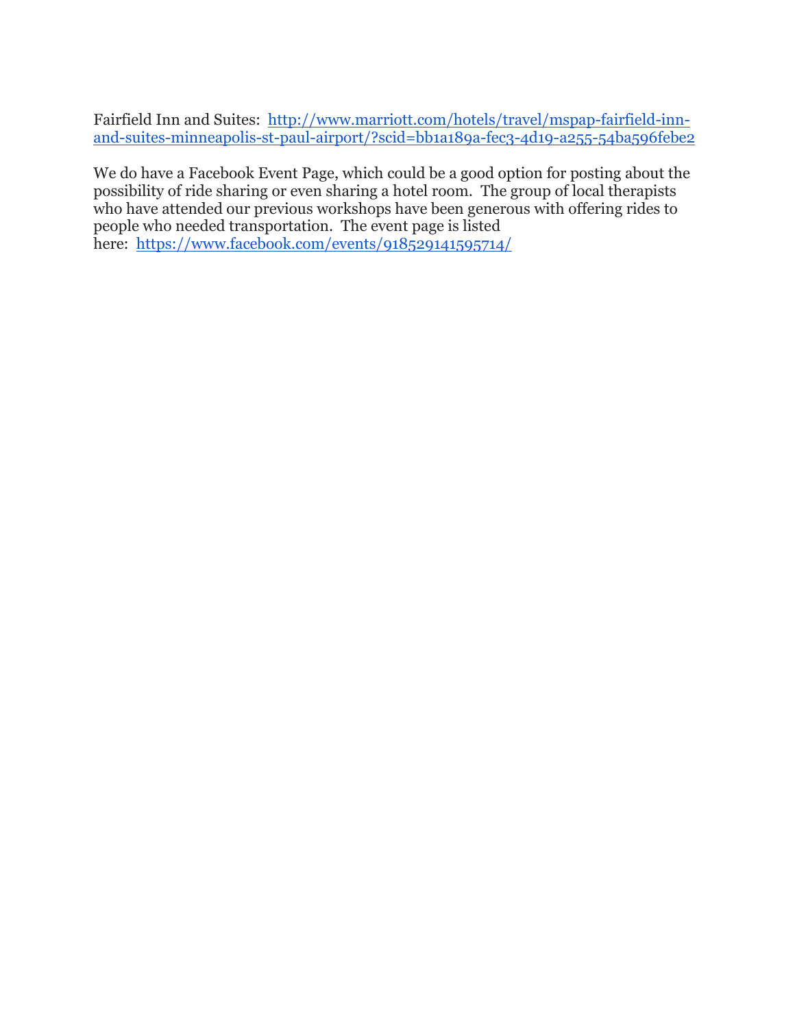Fairfield Inn and Suites: http://www.marriott.com/hotels/travel/mspap-fairfield-inn-and-suites-minneapolis-st-paul-airport/?scid=bb1a189a-fec3-4d19-a255-54ba596febe2

We do have a Facebook Event Page, which could be a good option for posting about the possibility of ride sharing or even sharing a hotel room. The group of local therapists who have attended our previous workshops have been generous with offering rides to people who needed transportation. The event page is listed here: https://www.facebook.com/events/918529141595714/